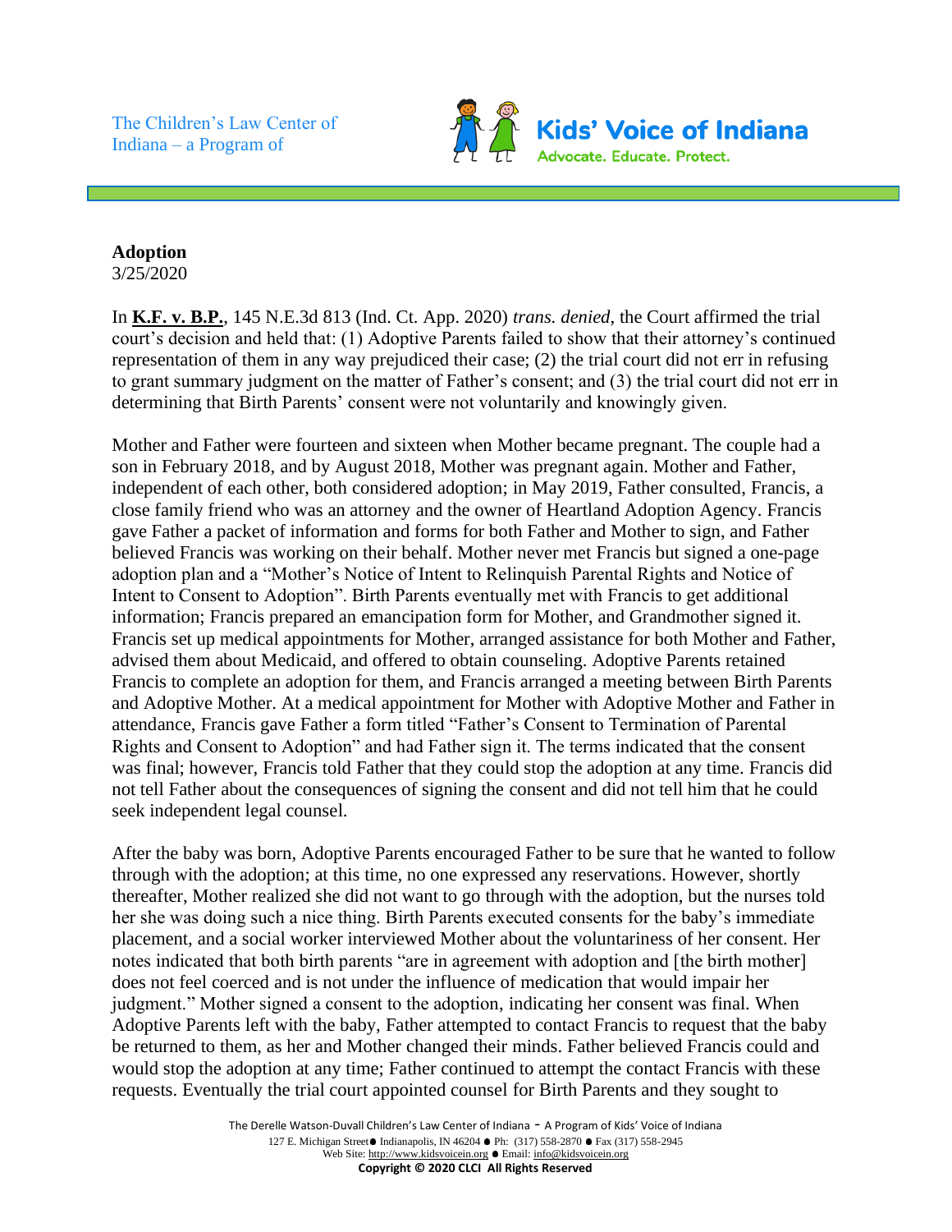The Children's Law Center of Indiana – a Program of

**Kids' Voice of Indiana**
Advocate. Educate. Protect.

**Adoption**
3/25/2020

In **K.F. v. B.P.**, 145 N.E.3d 813 (Ind. Ct. App. 2020) *trans. denied*, the Court affirmed the trial court's decision and held that: (1) Adoptive Parents failed to show that their attorney's continued representation of them in any way prejudiced their case; (2) the trial court did not err in refusing to grant summary judgment on the matter of Father's consent; and (3) the trial court did not err in determining that Birth Parents' consent were not voluntarily and knowingly given.

Mother and Father were fourteen and sixteen when Mother became pregnant. The couple had a son in February 2018, and by August 2018, Mother was pregnant again. Mother and Father, independent of each other, both considered adoption; in May 2019, Father consulted, Francis, a close family friend who was an attorney and the owner of Heartland Adoption Agency. Francis gave Father a packet of information and forms for both Father and Mother to sign, and Father believed Francis was working on their behalf. Mother never met Francis but signed a one-page adoption plan and a "Mother's Notice of Intent to Relinquish Parental Rights and Notice of Intent to Consent to Adoption". Birth Parents eventually met with Francis to get additional information; Francis prepared an emancipation form for Mother, and Grandmother signed it. Francis set up medical appointments for Mother, arranged assistance for both Mother and Father, advised them about Medicaid, and offered to obtain counseling. Adoptive Parents retained Francis to complete an adoption for them, and Francis arranged a meeting between Birth Parents and Adoptive Mother. At a medical appointment for Mother with Adoptive Mother and Father in attendance, Francis gave Father a form titled "Father's Consent to Termination of Parental Rights and Consent to Adoption" and had Father sign it. The terms indicated that the consent was final; however, Francis told Father that they could stop the adoption at any time. Francis did not tell Father about the consequences of signing the consent and did not tell him that he could seek independent legal counsel.

After the baby was born, Adoptive Parents encouraged Father to be sure that he wanted to follow through with the adoption; at this time, no one expressed any reservations. However, shortly thereafter, Mother realized she did not want to go through with the adoption, but the nurses told her she was doing such a nice thing. Birth Parents executed consents for the baby's immediate placement, and a social worker interviewed Mother about the voluntariness of her consent. Her notes indicated that both birth parents "are in agreement with adoption and [the birth mother] does not feel coerced and is not under the influence of medication that would impair her judgment." Mother signed a consent to the adoption, indicating her consent was final. When Adoptive Parents left with the baby, Father attempted to contact Francis to request that the baby be returned to them, as her and Mother changed their minds. Father believed Francis could and would stop the adoption at any time; Father continued to attempt the contact Francis with these requests. Eventually the trial court appointed counsel for Birth Parents and they sought to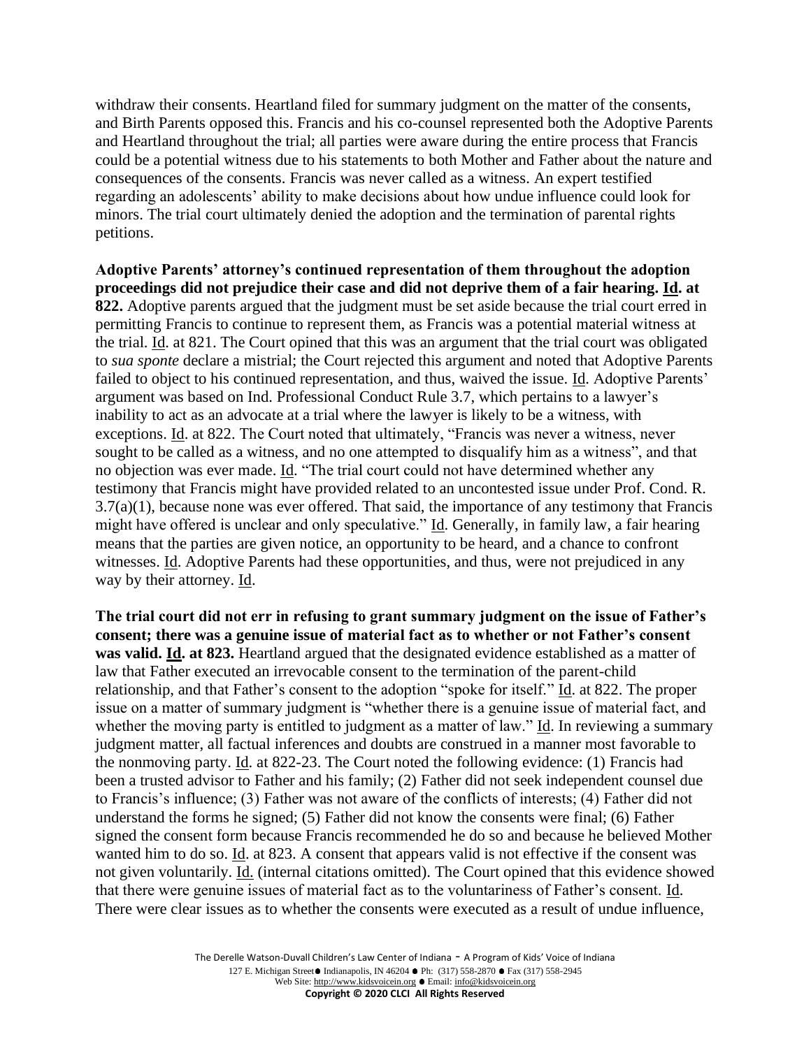withdraw their consents. Heartland filed for summary judgment on the matter of the consents, and Birth Parents opposed this. Francis and his co-counsel represented both the Adoptive Parents and Heartland throughout the trial; all parties were aware during the entire process that Francis could be a potential witness due to his statements to both Mother and Father about the nature and consequences of the consents. Francis was never called as a witness. An expert testified regarding an adolescents' ability to make decisions about how undue influence could look for minors. The trial court ultimately denied the adoption and the termination of parental rights petitions.

**Adoptive Parents' attorney's continued representation of them throughout the adoption proceedings did not prejudice their case and did not deprive them of a fair hearing. Id. at 822.** Adoptive parents argued that the judgment must be set aside because the trial court erred in permitting Francis to continue to represent them, as Francis was a potential material witness at the trial. Id. at 821. The Court opined that this was an argument that the trial court was obligated to *sua sponte* declare a mistrial; the Court rejected this argument and noted that Adoptive Parents failed to object to his continued representation, and thus, waived the issue. Id. Adoptive Parents' argument was based on Ind. Professional Conduct Rule 3.7, which pertains to a lawyer's inability to act as an advocate at a trial where the lawyer is likely to be a witness, with exceptions. Id. at 822. The Court noted that ultimately, "Francis was never a witness, never sought to be called as a witness, and no one attempted to disqualify him as a witness", and that no objection was ever made. Id. "The trial court could not have determined whether any testimony that Francis might have provided related to an uncontested issue under Prof. Cond. R. 3.7(a)(1), because none was ever offered. That said, the importance of any testimony that Francis might have offered is unclear and only speculative." Id. Generally, in family law, a fair hearing means that the parties are given notice, an opportunity to be heard, and a chance to confront witnesses. Id. Adoptive Parents had these opportunities, and thus, were not prejudiced in any way by their attorney. Id.

**The trial court did not err in refusing to grant summary judgment on the issue of Father's consent; there was a genuine issue of material fact as to whether or not Father's consent was valid. Id. at 823.** Heartland argued that the designated evidence established as a matter of law that Father executed an irrevocable consent to the termination of the parent-child relationship, and that Father's consent to the adoption "spoke for itself." Id. at 822. The proper issue on a matter of summary judgment is "whether there is a genuine issue of material fact, and whether the moving party is entitled to judgment as a matter of law." Id. In reviewing a summary judgment matter, all factual inferences and doubts are construed in a manner most favorable to the nonmoving party. Id. at 822-23. The Court noted the following evidence: (1) Francis had been a trusted advisor to Father and his family; (2) Father did not seek independent counsel due to Francis's influence; (3) Father was not aware of the conflicts of interests; (4) Father did not understand the forms he signed; (5) Father did not know the consents were final; (6) Father signed the consent form because Francis recommended he do so and because he believed Mother wanted him to do so. Id. at 823. A consent that appears valid is not effective if the consent was not given voluntarily. Id. (internal citations omitted). The Court opined that this evidence showed that there were genuine issues of material fact as to the voluntariness of Father's consent. Id. There were clear issues as to whether the consents were executed as a result of undue influence,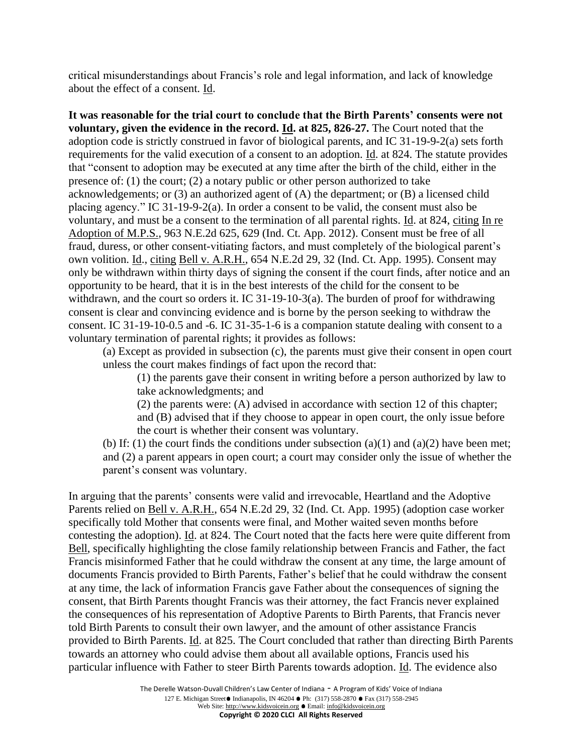critical misunderstandings about Francis's role and legal information, and lack of knowledge about the effect of a consent. Id.

**It was reasonable for the trial court to conclude that the Birth Parents' consents were not voluntary, given the evidence in the record. Id. at 825, 826-27.** The Court noted that the adoption code is strictly construed in favor of biological parents, and IC 31-19-9-2(a) sets forth requirements for the valid execution of a consent to an adoption. Id. at 824. The statute provides that "consent to adoption may be executed at any time after the birth of the child, either in the presence of: (1) the court; (2) a notary public or other person authorized to take acknowledgements; or (3) an authorized agent of (A) the department; or (B) a licensed child placing agency." IC 31-19-9-2(a). In order a consent to be valid, the consent must also be voluntary, and must be a consent to the termination of all parental rights. Id. at 824, citing In re Adoption of M.P.S., 963 N.E.2d 625, 629 (Ind. Ct. App. 2012). Consent must be free of all fraud, duress, or other consent-vitiating factors, and must completely of the biological parent's own volition. Id., citing Bell v. A.R.H., 654 N.E.2d 29, 32 (Ind. Ct. App. 1995). Consent may only be withdrawn within thirty days of signing the consent if the court finds, after notice and an opportunity to be heard, that it is in the best interests of the child for the consent to be withdrawn, and the court so orders it. IC 31-19-10-3(a). The burden of proof for withdrawing consent is clear and convincing evidence and is borne by the person seeking to withdraw the consent. IC 31-19-10-0.5 and -6. IC 31-35-1-6 is a companion statute dealing with consent to a voluntary termination of parental rights; it provides as follows:

> (a) Except as provided in subsection (c), the parents must give their consent in open court unless the court makes findings of fact upon the record that:
>
> > (1) the parents gave their consent in writing before a person authorized by law to take acknowledgments; and
> >
> > (2) the parents were: (A) advised in accordance with section 12 of this chapter; and (B) advised that if they choose to appear in open court, the only issue before the court is whether their consent was voluntary.
>
> (b) If: (1) the court finds the conditions under subsection (a)(1) and (a)(2) have been met; and (2) a parent appears in open court; a court may consider only the issue of whether the parent's consent was voluntary.

In arguing that the parents' consents were valid and irrevocable, Heartland and the Adoptive Parents relied on Bell v. A.R.H., 654 N.E.2d 29, 32 (Ind. Ct. App. 1995) (adoption case worker specifically told Mother that consents were final, and Mother waited seven months before contesting the adoption). Id. at 824. The Court noted that the facts here were quite different from Bell, specifically highlighting the close family relationship between Francis and Father, the fact Francis misinformed Father that he could withdraw the consent at any time, the large amount of documents Francis provided to Birth Parents, Father's belief that he could withdraw the consent at any time, the lack of information Francis gave Father about the consequences of signing the consent, that Birth Parents thought Francis was their attorney, the fact Francis never explained the consequences of his representation of Adoptive Parents to Birth Parents, that Francis never told Birth Parents to consult their own lawyer, and the amount of other assistance Francis provided to Birth Parents. Id. at 825. The Court concluded that rather than directing Birth Parents towards an attorney who could advise them about all available options, Francis used his particular influence with Father to steer Birth Parents towards adoption. Id. The evidence also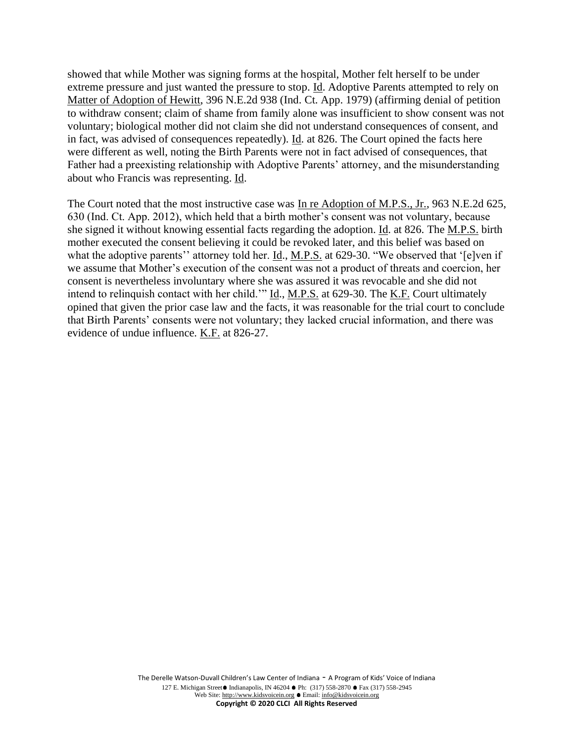showed that while Mother was signing forms at the hospital, Mother felt herself to be under extreme pressure and just wanted the pressure to stop. Id. Adoptive Parents attempted to rely on Matter of Adoption of Hewitt, 396 N.E.2d 938 (Ind. Ct. App. 1979) (affirming denial of petition to withdraw consent; claim of shame from family alone was insufficient to show consent was not voluntary; biological mother did not claim she did not understand consequences of consent, and in fact, was advised of consequences repeatedly). Id. at 826. The Court opined the facts here were different as well, noting the Birth Parents were not in fact advised of consequences, that Father had a preexisting relationship with Adoptive Parents' attorney, and the misunderstanding about who Francis was representing. Id.

The Court noted that the most instructive case was In re Adoption of M.P.S., Jr., 963 N.E.2d 625, 630 (Ind. Ct. App. 2012), which held that a birth mother's consent was not voluntary, because she signed it without knowing essential facts regarding the adoption. Id. at 826. The M.P.S. birth mother executed the consent believing it could be revoked later, and this belief was based on what the adoptive parents'' attorney told her. Id., M.P.S. at 629-30. "We observed that '[e]ven if we assume that Mother's execution of the consent was not a product of threats and coercion, her consent is nevertheless involuntary where she was assured it was revocable and she did not intend to relinquish contact with her child.'" Id., M.P.S. at 629-30. The K.F. Court ultimately opined that given the prior case law and the facts, it was reasonable for the trial court to conclude that Birth Parents' consents were not voluntary; they lacked crucial information, and there was evidence of undue influence. K.F. at 826-27.